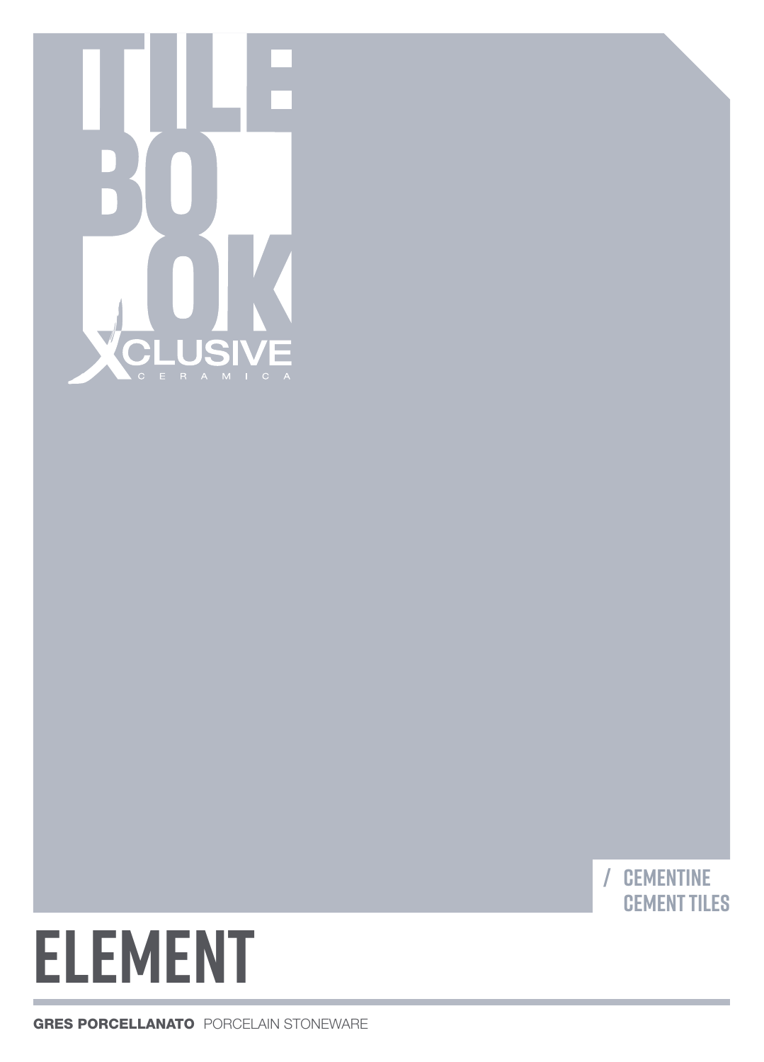TILE BOOK

XCLUSIVE CERAMICA

/ CEMENTINE
CEMENT TILES

# ELEMENT

**GRES PORCELLANATO** PORCELAIN STONEWARE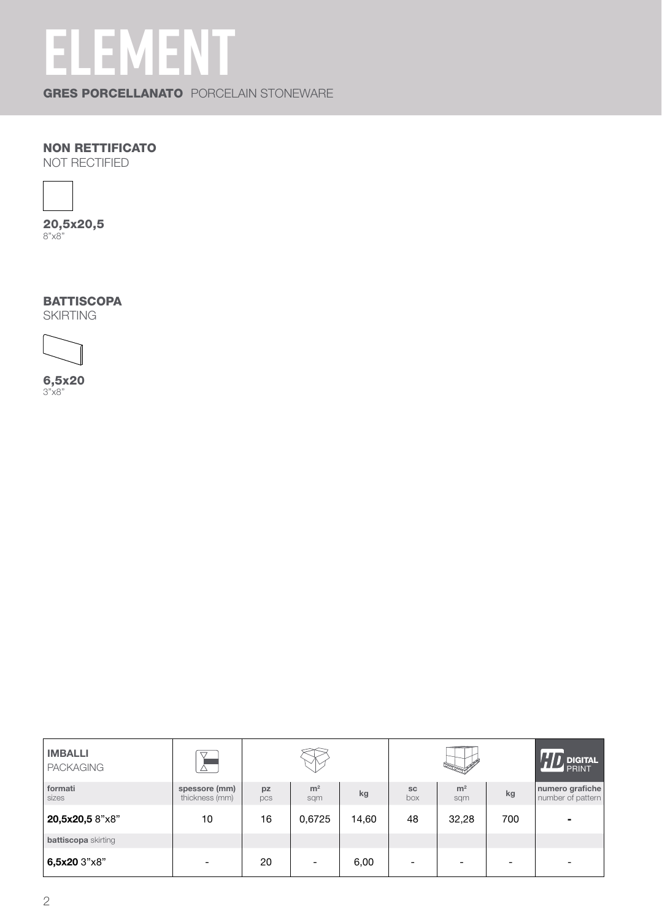# ELEMENT

**GRES PORCELLANATO** PORCELAIN STONEWARE

## NON RETTIFICATO
NOT RECTIFIED

**20,5x20,5**
8"x8"

## BATTISCOPA
SKIRTING

**6,5x20**
3"x8"

| **IMBALLI** PACKAGING | | | | | | | | HD DIGITAL PRINT |
|---|---|---|---|---|---|---|---|---|
| **formati** sizes | **spessore (mm)** thickness (mm) | **pz** pcs | **m²** sqm | **kg** | **sc** box | **m²** sqm | **kg** | **numero grafiche** number of pattern |
| **20,5x20,5** 8"x8" | 10 | 16 | 0,6725 | 14,60 | 48 | 32,28 | 700 | - |
| **battiscopa** skirting | | | | | | | | |
| **6,5x20** 3"x8" | - | 20 | - | 6,00 | - | - | - | - |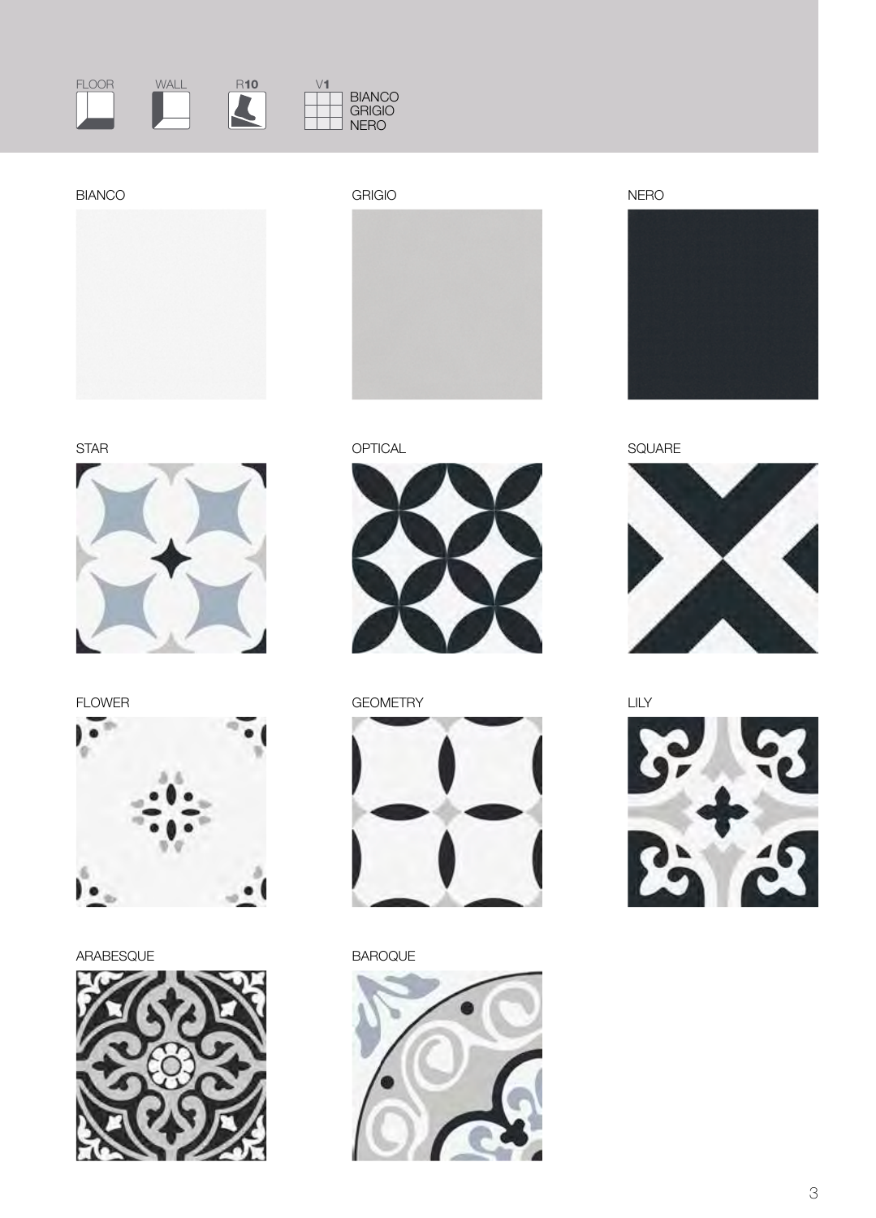FLOOR WALL R**10** V**1**

BIANCO
GRIGIO
NERO

BIANCO

GRIGIO

NERO

STAR

OPTICAL

SQUARE

FLOWER

GEOMETRY

LILY

ARABESQUE

BAROQUE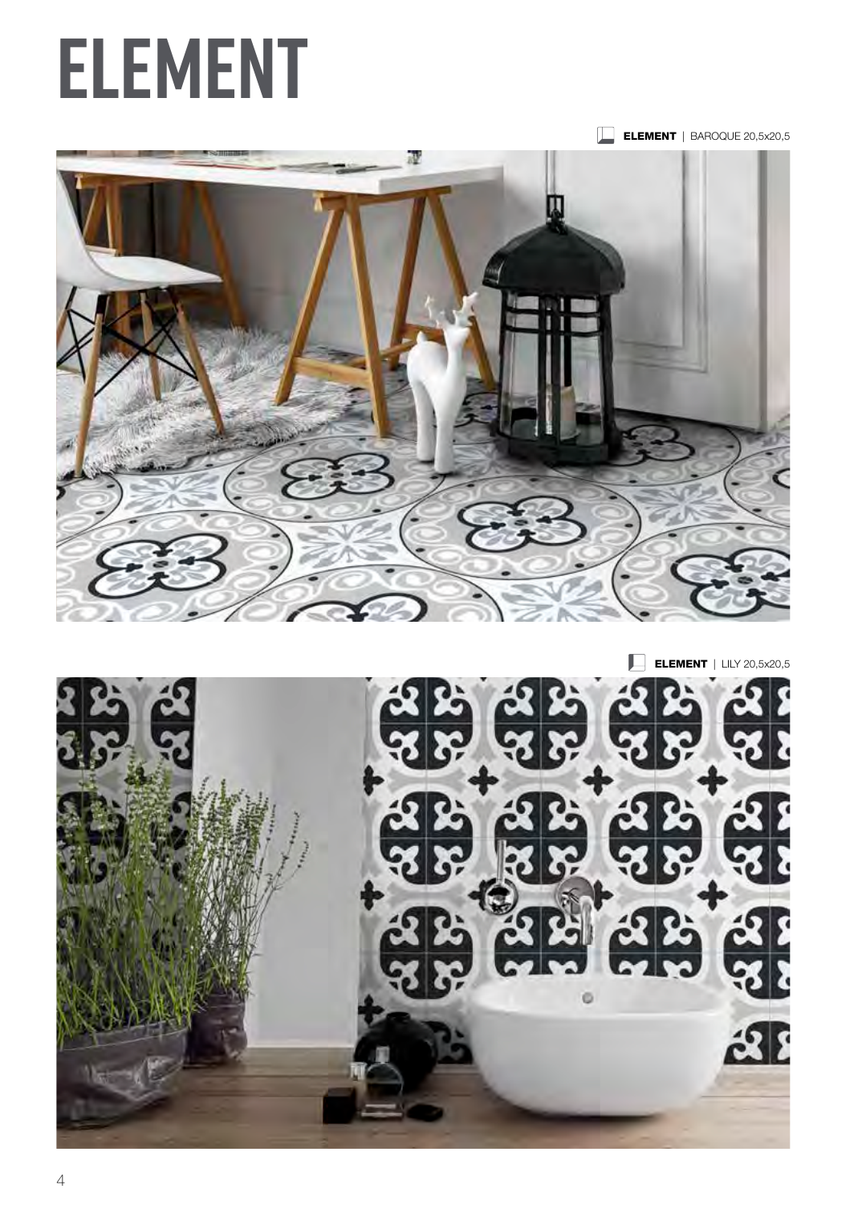# ELEMENT

**ELEMENT** | BAROQUE 20,5x20,5

**ELEMENT** | LILY 20,5x20,5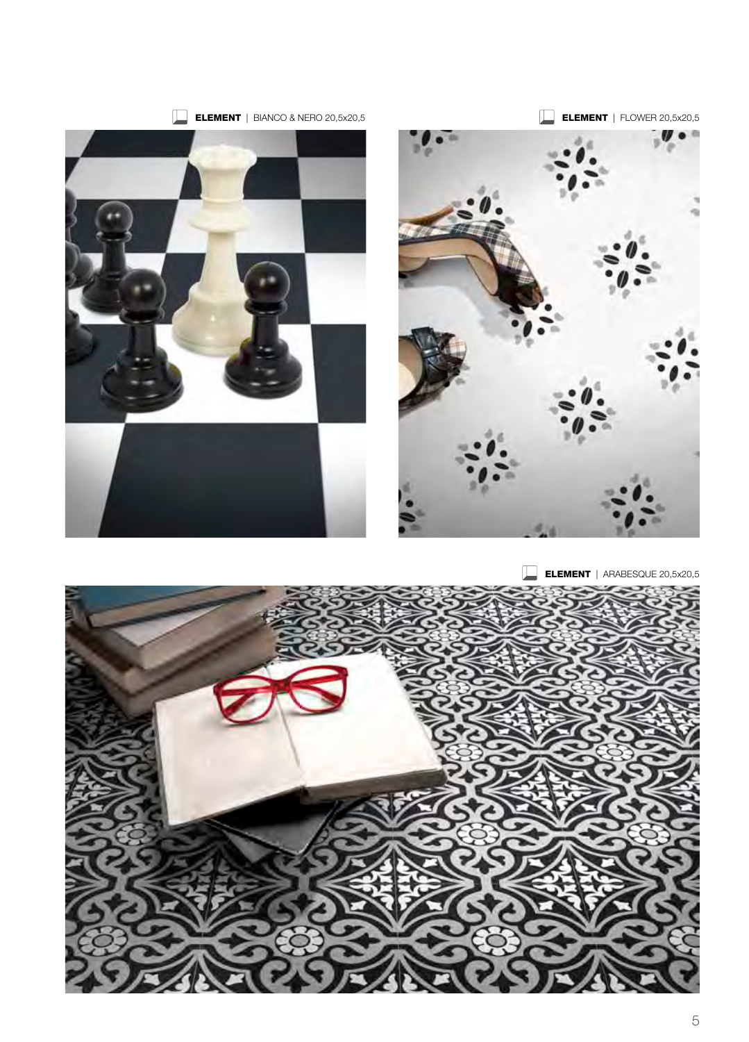**ELEMENT** | BIANCO & NERO 20,5x20,5

**ELEMENT** | FLOWER 20,5x20,5

**ELEMENT** | ARABESQUE 20,5x20,5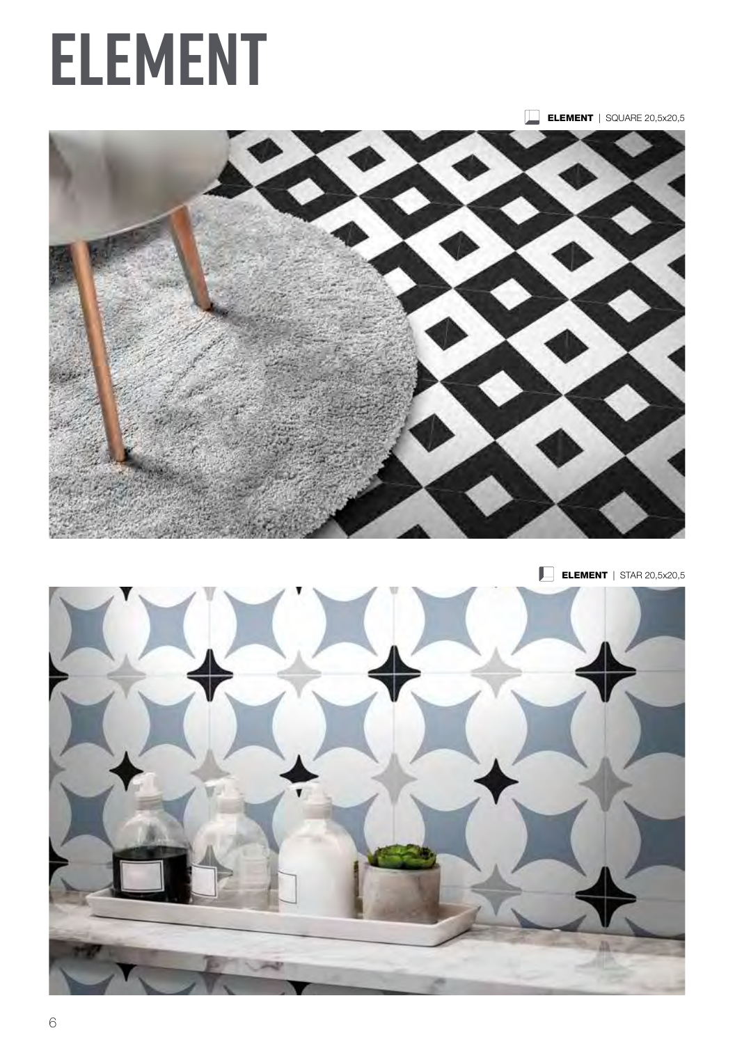# ELEMENT

**ELEMENT** | SQUARE 20,5x20,5

**ELEMENT** | STAR 20,5x20,5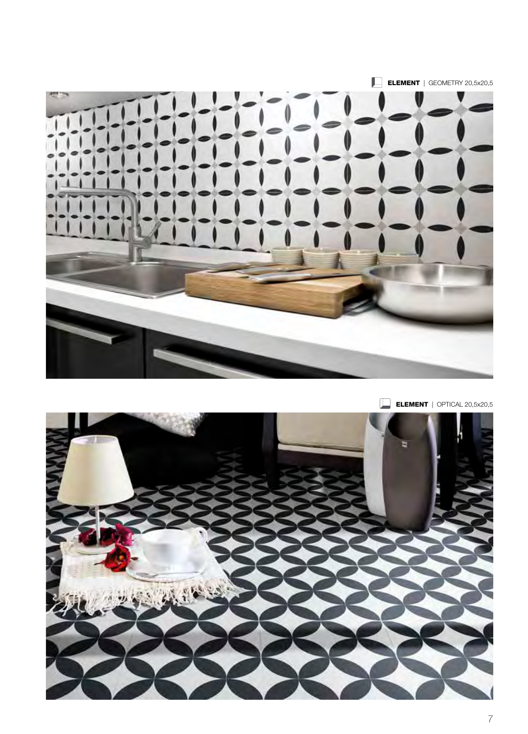**ELEMENT** | GEOMETRY 20,5x20,5

**ELEMENT** | OPTICAL 20,5x20,5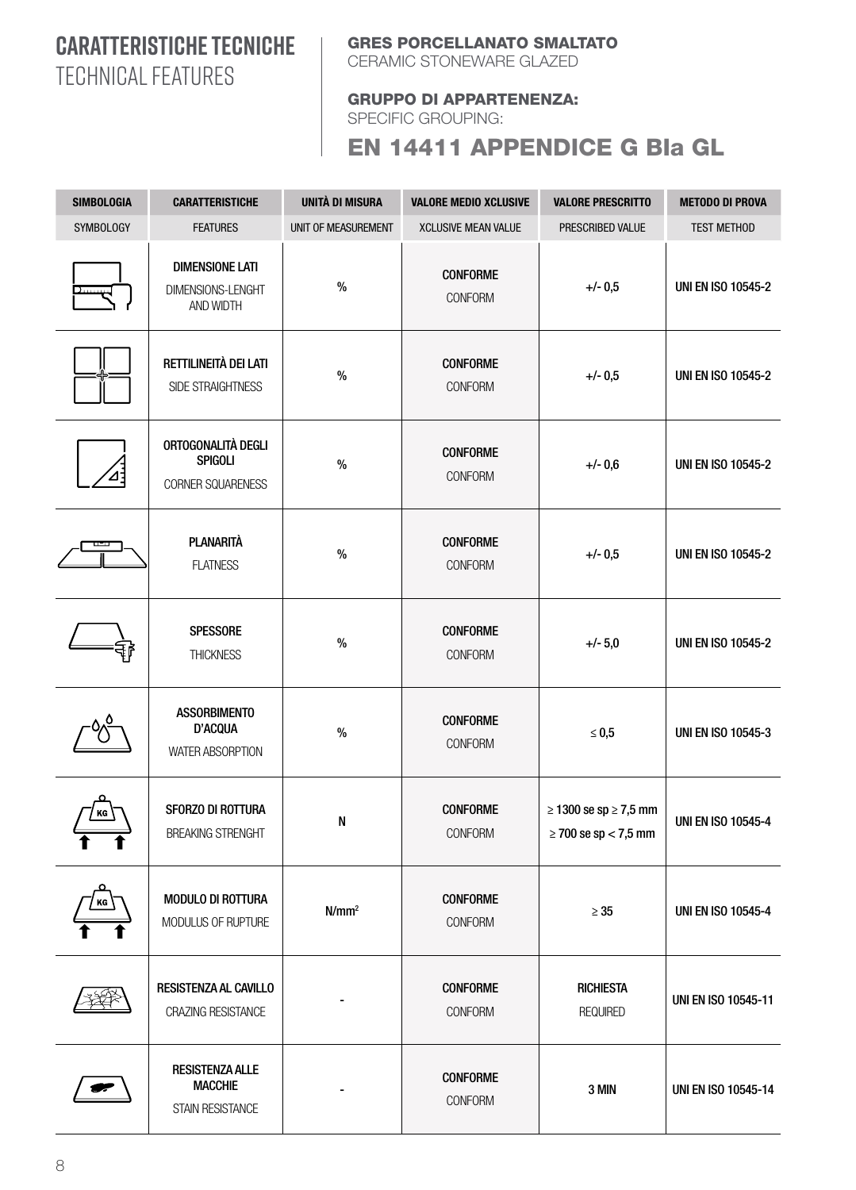# CARATTERISTICHE TECNICHE
## TECHNICAL FEATURES

**GRES PORCELLANATO SMALTATO**
CERAMIC STONEWARE GLAZED

**GRUPPO DI APPARTENENZA:**
SPECIFIC GROUPING:

## EN 14411 APPENDICE G BIa GL

| SIMBOLOGIA<br>SYMBOLOGY | CARATTERISTICHE<br>FEATURES | UNITÀ DI MISURA<br>UNIT OF MEASUREMENT | VALORE MEDIO XCLUSIVE<br>XCLUSIVE MEAN VALUE | VALORE PRESCRITTO<br>PRESCRIBED VALUE | METODO DI PROVA<br>TEST METHOD |
|---|---|---|---|---|---|
| | **DIMENSIONE LATI**<br>DIMENSIONS-LENGHT AND WIDTH | % | **CONFORME**<br>CONFORM | +/- 0,5 | UNI EN ISO 10545-2 |
| | **RETTILINEITÀ DEI LATI**<br>SIDE STRAIGHTNESS | % | **CONFORME**<br>CONFORM | +/- 0,5 | UNI EN ISO 10545-2 |
| | **ORTOGONALITÀ DEGLI SPIGOLI**<br>CORNER SQUARENESS | % | **CONFORME**<br>CONFORM | +/- 0,6 | UNI EN ISO 10545-2 |
| | **PLANARITÀ**<br>FLATNESS | % | **CONFORME**<br>CONFORM | +/- 0,5 | UNI EN ISO 10545-2 |
| | **SPESSORE**<br>THICKNESS | % | **CONFORME**<br>CONFORM | +/- 5,0 | UNI EN ISO 10545-2 |
| | **ASSORBIMENTO D'ACQUA**<br>WATER ABSORPTION | % | **CONFORME**<br>CONFORM | ≤ 0,5 | UNI EN ISO 10545-3 |
| | **SFORZO DI ROTTURA**<br>BREAKING STRENGHT | N | **CONFORME**<br>CONFORM | ≥ 1300 se sp ≥ 7,5 mm<br>≥ 700 se sp < 7,5 mm | UNI EN ISO 10545-4 |
| | **MODULO DI ROTTURA**<br>MODULUS OF RUPTURE | $N/mm^2$ | **CONFORME**<br>CONFORM | ≥ 35 | UNI EN ISO 10545-4 |
| | **RESISTENZA AL CAVILLO**<br>CRAZING RESISTANCE | - | **CONFORME**<br>CONFORM | **RICHIESTA**<br>REQUIRED | UNI EN ISO 10545-11 |
| | **RESISTENZA ALLE MACCHIE**<br>STAIN RESISTANCE | - | **CONFORME**<br>CONFORM | 3 MIN | UNI EN ISO 10545-14 |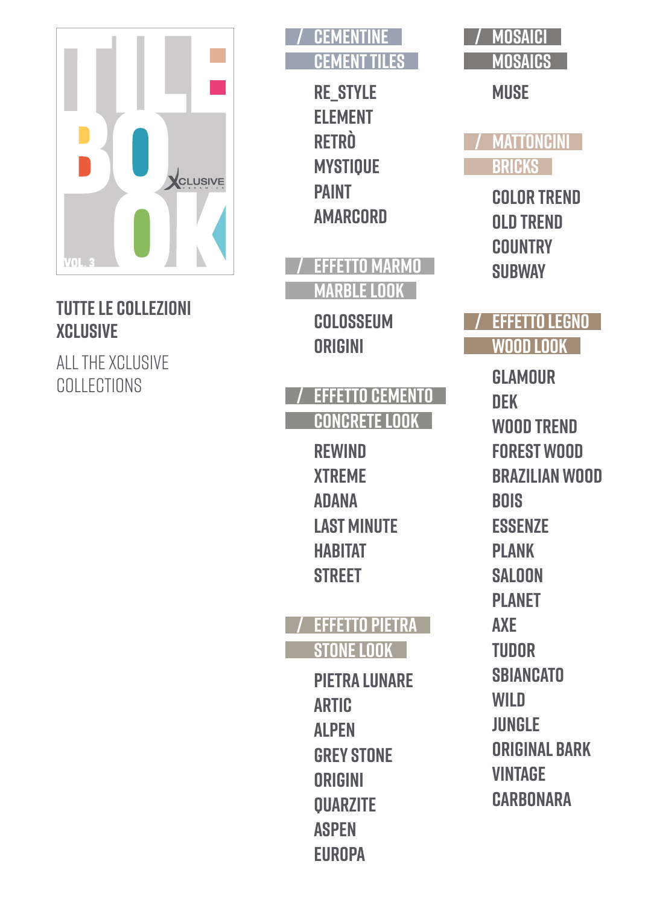TILE BOOK

VOL. 3

XCLUSIVE

## TUTTE LE COLLEZIONI XCLUSIVE

ALL THE XCLUSIVE COLLECTIONS

### / CEMENTINE
### CEMENT TILES

- RE_STYLE
- ELEMENT
- RETRÒ
- MYSTIQUE
- PAINT
- AMARCORD

### / EFFETTO MARMO
### MARBLE LOOK

- COLOSSEUM
- ORIGINI

### / EFFETTO CEMENTO
### CONCRETE LOOK

- REWIND
- XTREME
- ADANA
- LAST MINUTE
- HABITAT
- STREET

### / EFFETTO PIETRA
### STONE LOOK

- PIETRA LUNARE
- ARTIC
- ALPEN
- GREY STONE
- ORIGINI
- QUARZITE
- ASPEN
- EUROPA

### / MOSAICI
### MOSAICS

- MUSE

### / MATTONCINI
### BRICKS

- COLOR TREND
- OLD TREND
- COUNTRY
- SUBWAY

### / EFFETTO LEGNO
### WOOD LOOK

- GLAMOUR
- DEK
- WOOD TREND
- FOREST WOOD
- BRAZILIAN WOOD
- BOIS
- ESSENZE
- PLANK
- SALOON
- PLANET
- AXE
- TUDOR
- SBIANCATO
- WILD
- JUNGLE
- ORIGINAL BARK
- VINTAGE
- CARBONARA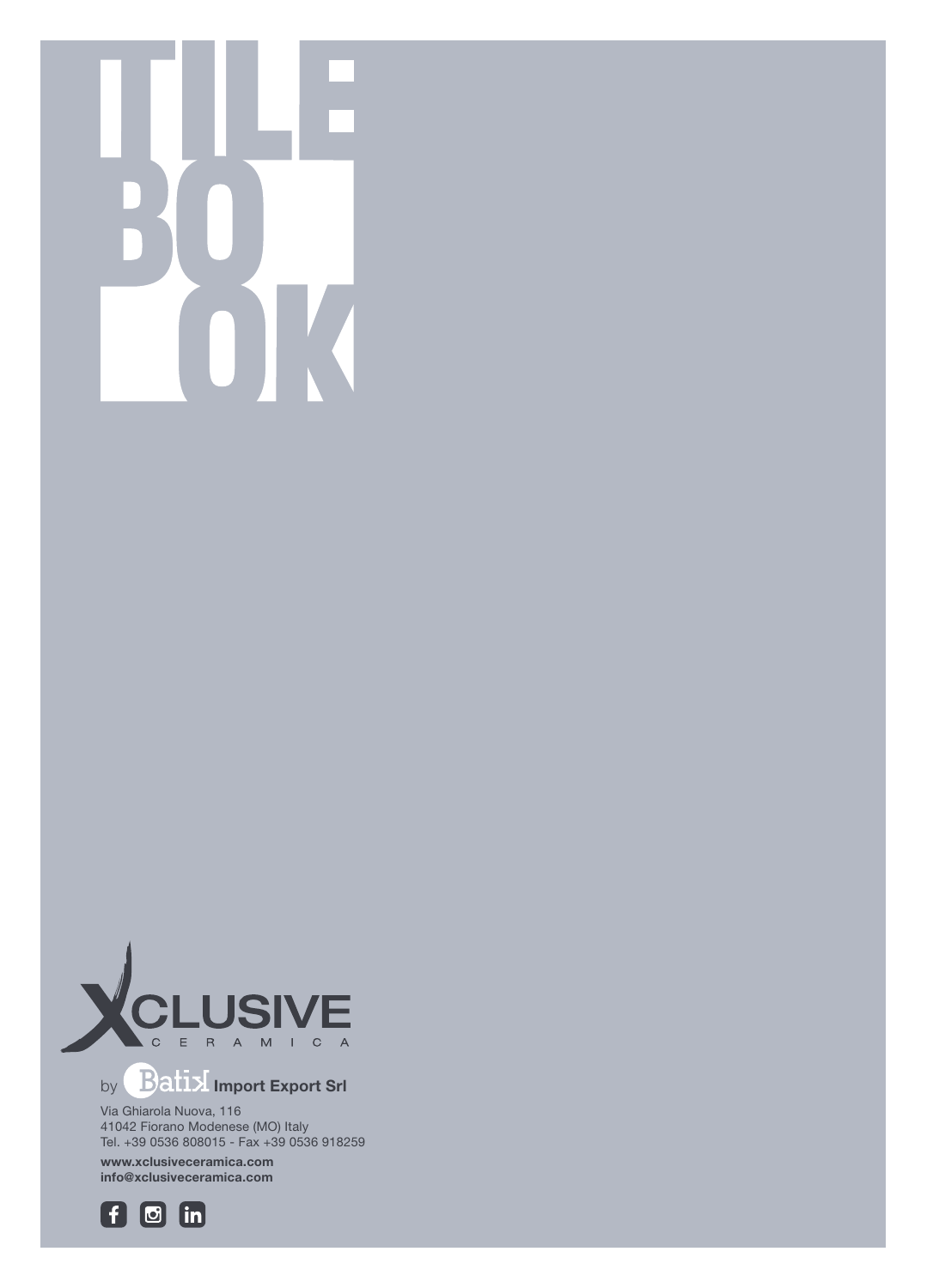# TILE BOOK

XCLUSIVE CERAMICA

by Batik Import Export Srl

Via Ghiarola Nuova, 116
41042 Fiorano Modenese (MO) Italy
Tel. +39 0536 808015 - Fax +39 0536 918259

**www.xclusiveceramica.com**
**info@xclusiveceramica.com**